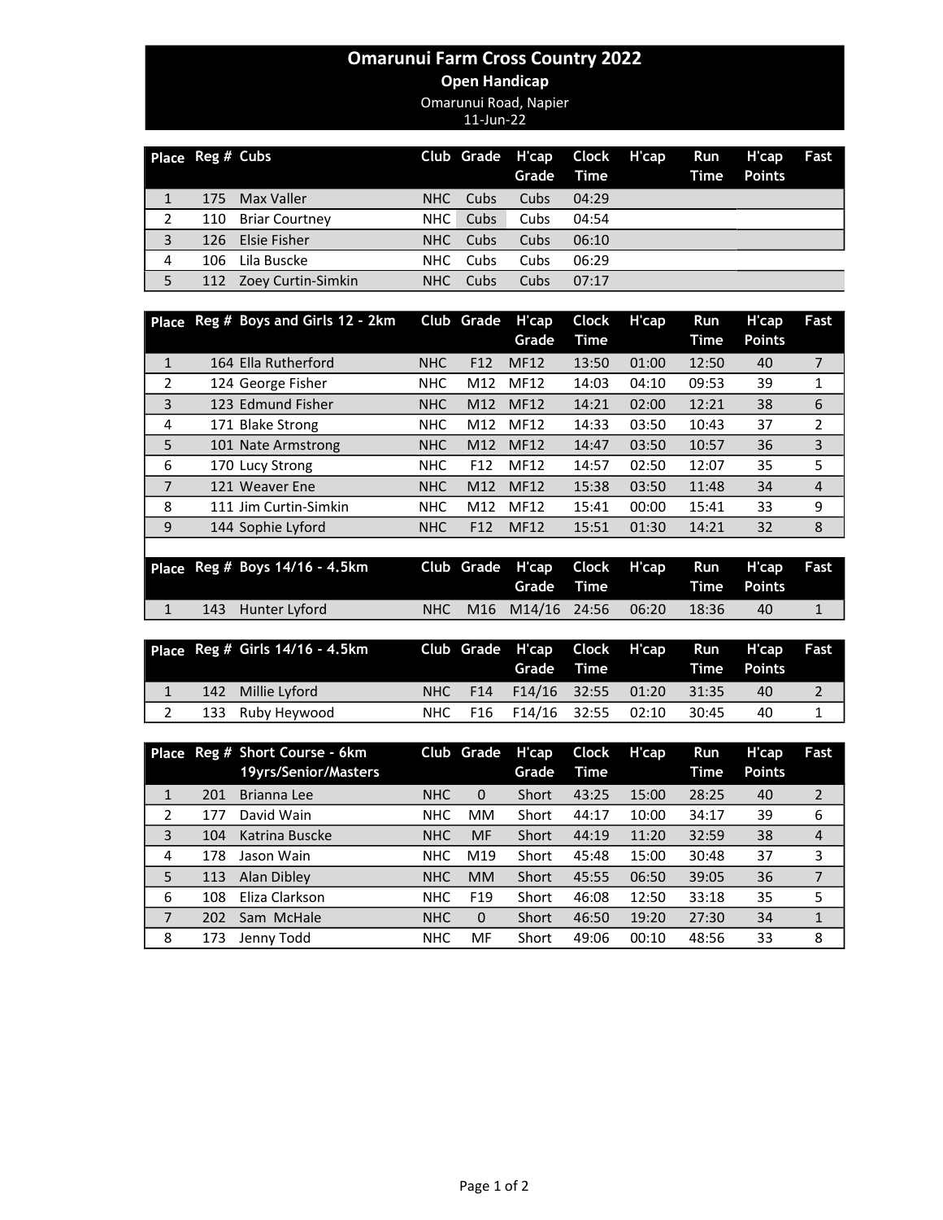# Omarunui Farm Cross Country 2022

**Open Handicap**

Omarunui Road, Napier

11-Jun-22

| Place | Reg # | Cubs | Club | Grade | H'cap Grade | Clock Time | H'cap | Run Time | H'cap Points | Fast |
|---|---|---|---|---|---|---|---|---|---|---|
| 1 | 175 | Max Valler | NHC | Cubs | Cubs | 04:29 | | | | |
| 2 | 110 | Briar Courtney | NHC | Cubs | Cubs | 04:54 | | | | |
| 3 | 126 | Elsie Fisher | NHC | Cubs | Cubs | 06:10 | | | | |
| 4 | 106 | Lila Buscke | NHC | Cubs | Cubs | 06:29 | | | | |
| 5 | 112 | Zoey Curtin-Simkin | NHC | Cubs | Cubs | 07:17 | | | | |

| Place | Reg # | Boys and Girls 12 - 2km | Club | Grade | H'cap Grade | Clock Time | H'cap | Run Time | H'cap Points | Fast |
|---|---|---|---|---|---|---|---|---|---|---|
| 1 | 164 | Ella Rutherford | NHC | F12 | MF12 | 13:50 | 01:00 | 12:50 | 40 | 7 |
| 2 | 124 | George Fisher | NHC | M12 | MF12 | 14:03 | 04:10 | 09:53 | 39 | 1 |
| 3 | 123 | Edmund Fisher | NHC | M12 | MF12 | 14:21 | 02:00 | 12:21 | 38 | 6 |
| 4 | 171 | Blake Strong | NHC | M12 | MF12 | 14:33 | 03:50 | 10:43 | 37 | 2 |
| 5 | 101 | Nate Armstrong | NHC | M12 | MF12 | 14:47 | 03:50 | 10:57 | 36 | 3 |
| 6 | 170 | Lucy Strong | NHC | F12 | MF12 | 14:57 | 02:50 | 12:07 | 35 | 5 |
| 7 | 121 | Weaver Ene | NHC | M12 | MF12 | 15:38 | 03:50 | 11:48 | 34 | 4 |
| 8 | 111 | Jim Curtin-Simkin | NHC | M12 | MF12 | 15:41 | 00:00 | 15:41 | 33 | 9 |
| 9 | 144 | Sophie Lyford | NHC | F12 | MF12 | 15:51 | 01:30 | 14:21 | 32 | 8 |

| Place | Reg # | Boys 14/16 - 4.5km | Club | Grade | H'cap Grade | Clock Time | H'cap | Run Time | H'cap Points | Fast |
|---|---|---|---|---|---|---|---|---|---|---|
| 1 | 143 | Hunter Lyford | NHC | M16 | M14/16 | 24:56 | 06:20 | 18:36 | 40 | 1 |

| Place | Reg # | Girls 14/16 - 4.5km | Club | Grade | H'cap Grade | Clock Time | H'cap | Run Time | H'cap Points | Fast |
|---|---|---|---|---|---|---|---|---|---|---|
| 1 | 142 | Millie Lyford | NHC | F14 | F14/16 | 32:55 | 01:20 | 31:35 | 40 | 2 |
| 2 | 133 | Ruby Heywood | NHC | F16 | F14/16 | 32:55 | 02:10 | 30:45 | 40 | 1 |

| Place | Reg # | Short Course - 6km 19yrs/Senior/Masters | Club | Grade | H'cap Grade | Clock Time | H'cap | Run Time | H'cap Points | Fast |
|---|---|---|---|---|---|---|---|---|---|---|
| 1 | 201 | Brianna Lee | NHC | 0 | Short | 43:25 | 15:00 | 28:25 | 40 | 2 |
| 2 | 177 | David Wain | NHC | MM | Short | 44:17 | 10:00 | 34:17 | 39 | 6 |
| 3 | 104 | Katrina Buscke | NHC | MF | Short | 44:19 | 11:20 | 32:59 | 38 | 4 |
| 4 | 178 | Jason Wain | NHC | M19 | Short | 45:48 | 15:00 | 30:48 | 37 | 3 |
| 5 | 113 | Alan Dibley | NHC | MM | Short | 45:55 | 06:50 | 39:05 | 36 | 7 |
| 6 | 108 | Eliza Clarkson | NHC | F19 | Short | 46:08 | 12:50 | 33:18 | 35 | 5 |
| 7 | 202 | Sam McHale | NHC | 0 | Short | 46:50 | 19:20 | 27:30 | 34 | 1 |
| 8 | 173 | Jenny Todd | NHC | MF | Short | 49:06 | 00:10 | 48:56 | 33 | 8 |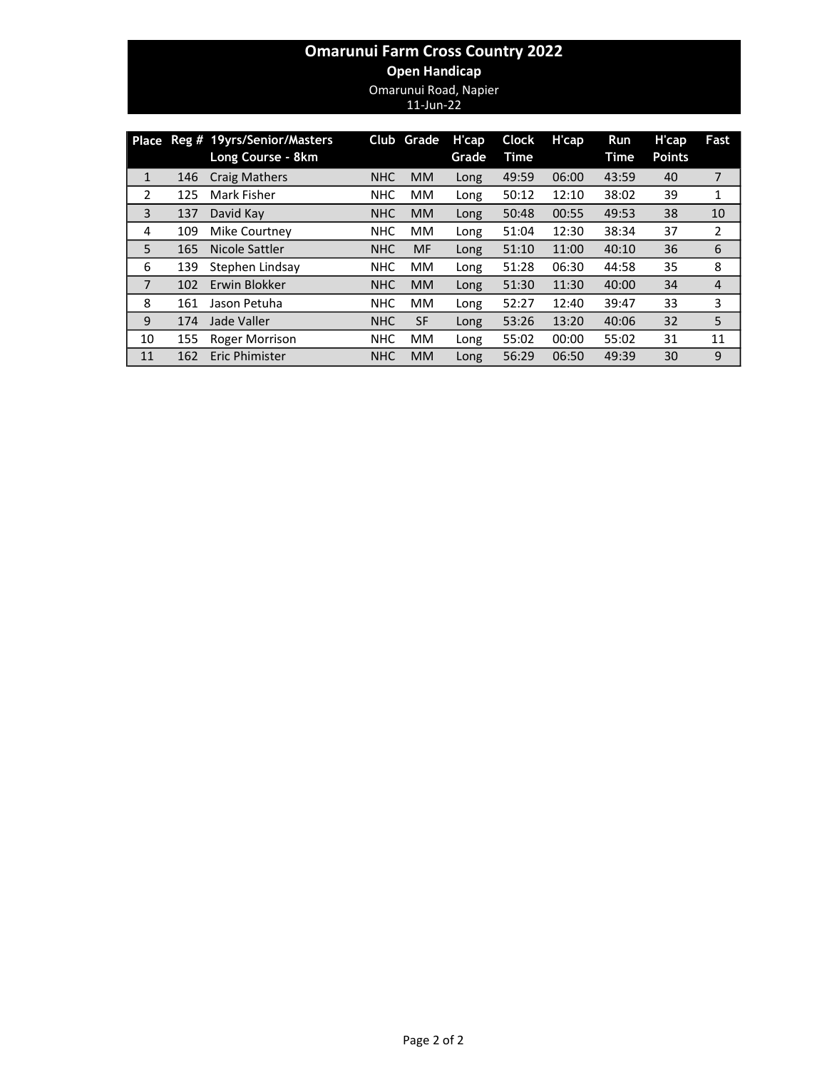# Omarunui Farm Cross Country 2022

## Open Handicap

Omarunui Road, Napier

11-Jun-22

| Place | Reg # | 19yrs/Senior/Masters Long Course - 8km | Club | Grade | H'cap Grade | Clock Time | H'cap | Run Time | H'cap Points | Fast |
|---|---|---|---|---|---|---|---|---|---|---|
| 1 | 146 | Craig Mathers | NHC | MM | Long | 49:59 | 06:00 | 43:59 | 40 | 7 |
| 2 | 125 | Mark Fisher | NHC | MM | Long | 50:12 | 12:10 | 38:02 | 39 | 1 |
| 3 | 137 | David Kay | NHC | MM | Long | 50:48 | 00:55 | 49:53 | 38 | 10 |
| 4 | 109 | Mike Courtney | NHC | MM | Long | 51:04 | 12:30 | 38:34 | 37 | 2 |
| 5 | 165 | Nicole Sattler | NHC | MF | Long | 51:10 | 11:00 | 40:10 | 36 | 6 |
| 6 | 139 | Stephen Lindsay | NHC | MM | Long | 51:28 | 06:30 | 44:58 | 35 | 8 |
| 7 | 102 | Erwin Blokker | NHC | MM | Long | 51:30 | 11:30 | 40:00 | 34 | 4 |
| 8 | 161 | Jason Petuha | NHC | MM | Long | 52:27 | 12:40 | 39:47 | 33 | 3 |
| 9 | 174 | Jade Valler | NHC | SF | Long | 53:26 | 13:20 | 40:06 | 32 | 5 |
| 10 | 155 | Roger Morrison | NHC | MM | Long | 55:02 | 00:00 | 55:02 | 31 | 11 |
| 11 | 162 | Eric Phimister | NHC | MM | Long | 56:29 | 06:50 | 49:39 | 30 | 9 |